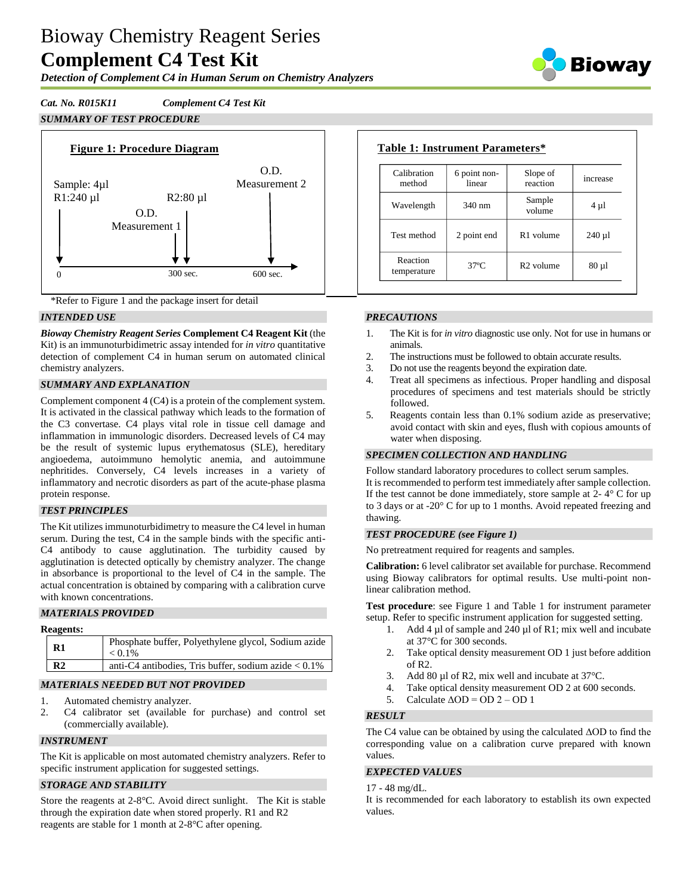# Bioway Chemistry Reagent Series

# Complement C4 Test Kit

***Detection of Complement C4 in Human Serum on Chemistry Analyzers***

***Cat. No. R015K11*** ***Complement C4 Test Kit***

### *SUMMARY OF TEST PROCEDURE*

**Figure 1: Procedure Diagram**

Sample: 4µl
R1:240 µl

R2:80 µl

O.D. Measurement 1

O.D. Measurement 2

0 — 300 sec. — 600 sec.

**Table 1: Instrument Parameters***

| Calibration method | 6 point non-linear | Slope of reaction | increase |
|---|---|---|---|
| Wavelength | 340 nm | Sample volume | 4 µl |
| Test method | 2 point end | R1 volume | 240 µl |
| Reaction temperature | 37ºC | R2 volume | 80 µl |

*Refer to Figure 1 and the package insert for detail

### *INTENDED USE*

***Bioway Chemistry Reagent Series*** **Complement C4 Reagent Kit** (the Kit) is an immunoturbidimetric assay intended for *in vitro* quantitative detection of complement C4 in human serum on automated clinical chemistry analyzers.

### *SUMMARY AND EXPLANATION*

Complement component 4 (C4) is a protein of the complement system. It is activated in the classical pathway which leads to the formation of the C3 convertase. C4 plays vital role in tissue damage and inflammation in immunologic disorders. Decreased levels of C4 may be the result of systemic lupus erythematosus (SLE), hereditary angioedema, autoimmuno hemolytic anemia, and autoimmune nephritides. Conversely, C4 levels increases in a variety of inflammatory and necrotic disorders as part of the acute-phase plasma protein response.

### *TEST PRINCIPLES*

The Kit utilizes immunoturbidimetry to measure the C4 level in human serum. During the test, C4 in the sample binds with the specific anti-C4 antibody to cause agglutination. The turbidity caused by agglutination is detected optically by chemistry analyzer. The change in absorbance is proportional to the level of C4 in the sample. The actual concentration is obtained by comparing with a calibration curve with known concentrations.

### *MATERIALS PROVIDED*

**Reagents:**

| | |
|---|---|
| **R1** | Phosphate buffer, Polyethylene glycol, Sodium azide < 0.1% |
| **R2** | anti-C4 antibodies, Tris buffer, sodium azide < 0.1% |

### *MATERIALS NEEDED BUT NOT PROVIDED*

1. Automated chemistry analyzer.
2. C4 calibrator set (available for purchase) and control set (commercially available).

### *INSTRUMENT*

The Kit is applicable on most automated chemistry analyzers. Refer to specific instrument application for suggested settings.

### *STORAGE AND STABILITY*

Store the reagents at 2-8°C. Avoid direct sunlight. The Kit is stable through the expiration date when stored properly. R1 and R2 reagents are stable for 1 month at 2-8°C after opening.

### *PRECAUTIONS*

1. The Kit is for *in vitro* diagnostic use only. Not for use in humans or animals.
2. The instructions must be followed to obtain accurate results.
3. Do not use the reagents beyond the expiration date.
4. Treat all specimens as infectious. Proper handling and disposal procedures of specimens and test materials should be strictly followed.
5. Reagents contain less than 0.1% sodium azide as preservative; avoid contact with skin and eyes, flush with copious amounts of water when disposing.

### *SPECIMEN COLLECTION AND HANDLING*

Follow standard laboratory procedures to collect serum samples.
It is recommended to perform test immediately after sample collection. If the test cannot be done immediately, store sample at 2- 4° C for up to 3 days or at -20° C for up to 1 months. Avoid repeated freezing and thawing.

### *TEST PROCEDURE (see Figure 1)*

No pretreatment required for reagents and samples.

**Calibration:** 6 level calibrator set available for purchase. Recommend using Bioway calibrators for optimal results. Use multi-point non-linear calibration method.

**Test procedure**: see Figure 1 and Table 1 for instrument parameter setup. Refer to specific instrument application for suggested setting.

1. Add 4 µl of sample and 240 µl of R1; mix well and incubate at 37°C for 300 seconds.
2. Take optical density measurement OD 1 just before addition of R2.
3. Add 80 µl of R2, mix well and incubate at 37°C.
4. Take optical density measurement OD 2 at 600 seconds.
5. Calculate ΔOD = OD 2 – OD 1

### *RESULT*

The C4 value can be obtained by using the calculated ΔOD to find the corresponding value on a calibration curve prepared with known values.

### *EXPECTED VALUES*

17 - 48 mg/dL.
It is recommended for each laboratory to establish its own expected values.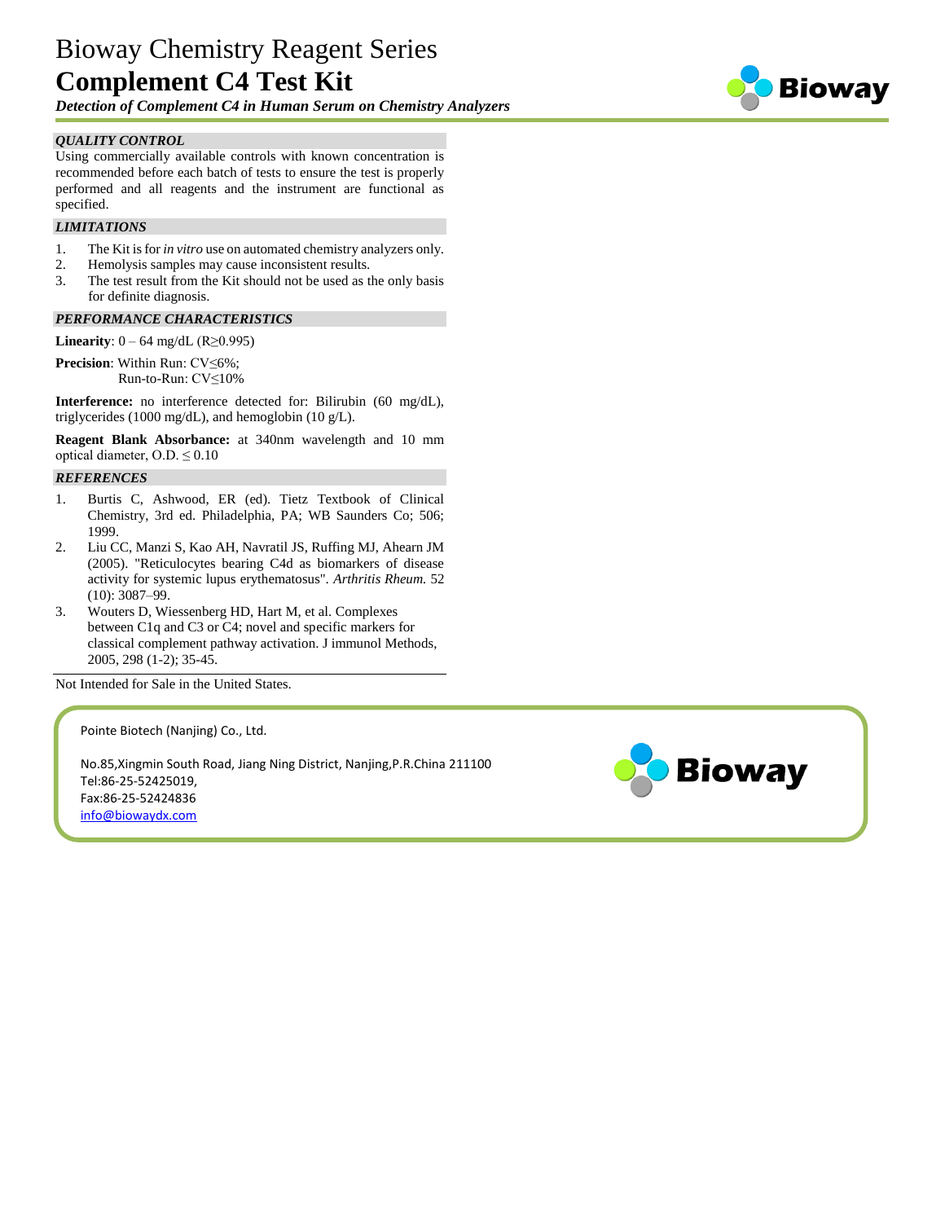# Bioway Chemistry Reagent Series

# Complement C4 Test Kit

***Detection of Complement C4 in Human Serum on Chemistry Analyzers***

## *QUALITY CONTROL*

Using commercially available controls with known concentration is recommended before each batch of tests to ensure the test is properly performed and all reagents and the instrument are functional as specified.

## *LIMITATIONS*

1. The Kit is for *in vitro* use on automated chemistry analyzers only.
2. Hemolysis samples may cause inconsistent results.
3. The test result from the Kit should not be used as the only basis for definite diagnosis.

## *PERFORMANCE CHARACTERISTICS*

**Linearity**: 0 – 64 mg/dL (R≥0.995)

**Precision**: Within Run: CV≤6%;
Run-to-Run: CV≤10%

**Interference:** no interference detected for: Bilirubin (60 mg/dL), triglycerides (1000 mg/dL), and hemoglobin (10 g/L).

**Reagent Blank Absorbance:** at 340nm wavelength and 10 mm optical diameter, O.D. ≤ 0.10

## *REFERENCES*

1. Burtis C, Ashwood, ER (ed). Tietz Textbook of Clinical Chemistry, 3rd ed. Philadelphia, PA; WB Saunders Co; 506; 1999.
2. Liu CC, Manzi S, Kao AH, Navratil JS, Ruffing MJ, Ahearn JM (2005). "Reticulocytes bearing C4d as biomarkers of disease activity for systemic lupus erythematosus". *Arthritis Rheum.* 52 (10): 3087–99.
3. Wouters D, Wiessenberg HD, Hart M, et al. Complexes between C1q and C3 or C4; novel and specific markers for classical complement pathway activation. J immunol Methods, 2005, 298 (1-2); 35-45.

Not Intended for Sale in the United States.

Pointe Biotech (Nanjing) Co., Ltd.

No.85,Xingmin South Road, Jiang Ning District, Nanjing,P.R.China 211100
Tel:86-25-52425019,
Fax:86-25-52424836
info@biowaydx.com